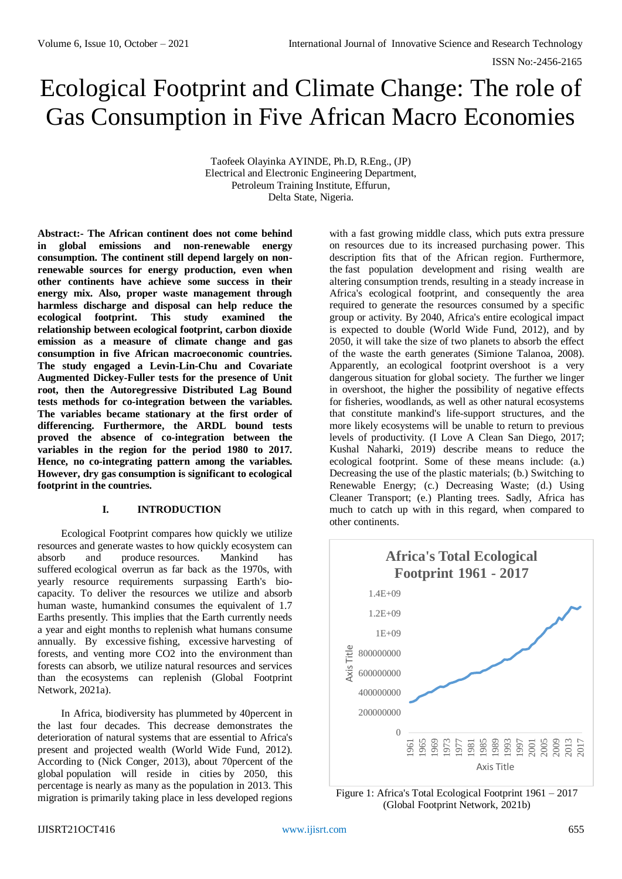# Ecological Footprint and Climate Change: The role of Gas Consumption in Five African Macro Economies

Taofeek Olayinka AYINDE, Ph.D, R.Eng., (JP)
Electrical and Electronic Engineering Department,
Petroleum Training Institute, Effurun,
Delta State, Nigeria.

**Abstract:- The African continent does not come behind in global emissions and non-renewable energy consumption. The continent still depend largely on non-renewable sources for energy production, even when other continents have achieve some success in their energy mix. Also, proper waste management through harmless discharge and disposal can help reduce the ecological footprint. This study examined the relationship between ecological footprint, carbon dioxide emission as a measure of climate change and gas consumption in five African macroeconomic countries. The study engaged a Levin-Lin-Chu and Covariate Augmented Dickey-Fuller tests for the presence of Unit root, then the Autoregressive Distributed Lag Bound tests methods for co-integration between the variables. The variables became stationary at the first order of differencing. Furthermore, the ARDL bound tests proved the absence of co-integration between the variables in the region for the period 1980 to 2017. Hence, no co-integrating pattern among the variables. However, dry gas consumption is significant to ecological footprint in the countries.**

## I. INTRODUCTION

Ecological Footprint compares how quickly we utilize resources and generate wastes to how quickly ecosystem can absorb and produce resources. Mankind has suffered ecological overrun as far back as the 1970s, with yearly resource requirements surpassing Earth's bio-capacity. To deliver the resources we utilize and absorb human waste, humankind consumes the equivalent of 1.7 Earths presently. This implies that the Earth currently needs a year and eight months to replenish what humans consume annually. By excessive fishing, excessive harvesting of forests, and venting more CO2 into the environment than forests can absorb, we utilize natural resources and services than the ecosystems can replenish (Global Footprint Network, 2021a).

In Africa, biodiversity has plummeted by 40percent in the last four decades. This decrease demonstrates the deterioration of natural systems that are essential to Africa's present and projected wealth (World Wide Fund, 2012). According to (Nick Conger, 2013), about 70percent of the global population will reside in cities by 2050, this percentage is nearly as many as the population in 2013. This migration is primarily taking place in less developed regions with a fast growing middle class, which puts extra pressure on resources due to its increased purchasing power. This description fits that of the African region. Furthermore, the fast population development and rising wealth are altering consumption trends, resulting in a steady increase in Africa's ecological footprint, and consequently the area required to generate the resources consumed by a specific group or activity. By 2040, Africa's entire ecological impact is expected to double (World Wide Fund, 2012), and by 2050, it will take the size of two planets to absorb the effect of the waste the earth generates (Simione Talanoa, 2008). Apparently, an ecological footprint overshoot is a very dangerous situation for global society. The further we linger in overshoot, the higher the possibility of negative effects for fisheries, woodlands, as well as other natural ecosystems that constitute mankind's life-support structures, and the more likely ecosystems will be unable to return to previous levels of productivity. (I Love A Clean San Diego, 2017; Kushal Naharki, 2019) describe means to reduce the ecological footprint. Some of these means include: (a.) Decreasing the use of the plastic materials; (b.) Switching to Renewable Energy; (c.) Decreasing Waste; (d.) Using Cleaner Transport; (e.) Planting trees. Sadly, Africa has much to catch up with in this regard, when compared to other continents.

Figure 1: Africa's Total Ecological Footprint 1961 – 2017 (Global Footprint Network, 2021b)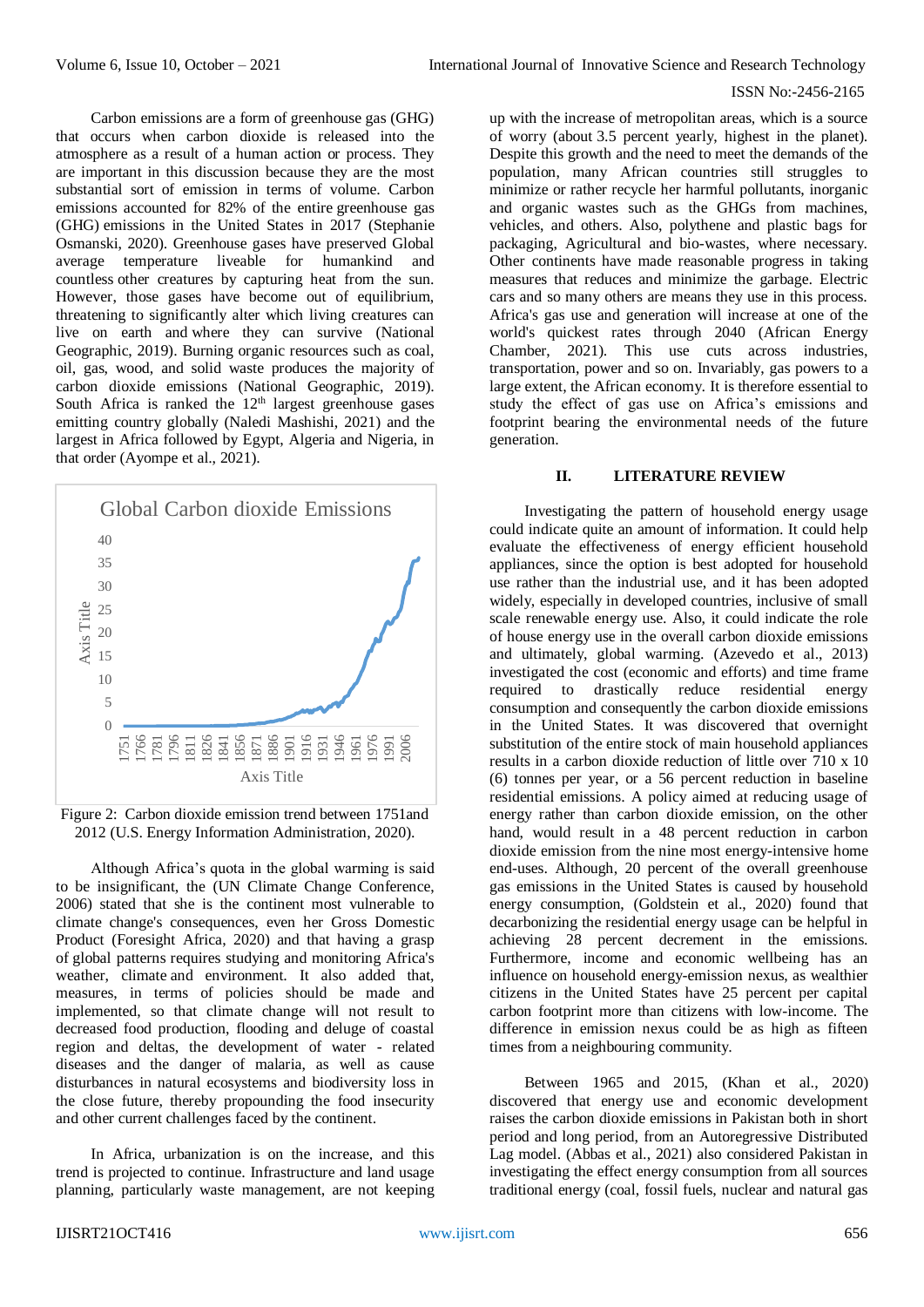Carbon emissions are a form of greenhouse gas (GHG) that occurs when carbon dioxide is released into the atmosphere as a result of a human action or process. They are important in this discussion because they are the most substantial sort of emission in terms of volume. Carbon emissions accounted for 82% of the entire greenhouse gas (GHG) emissions in the United States in 2017 (Stephanie Osmanski, 2020). Greenhouse gases have preserved Global average temperature liveable for humankind and countless other creatures by capturing heat from the sun. However, those gases have become out of equilibrium, threatening to significantly alter which living creatures can live on earth and where they can survive (National Geographic, 2019). Burning organic resources such as coal, oil, gas, wood, and solid waste produces the majority of carbon dioxide emissions (National Geographic, 2019). South Africa is ranked the 12th largest greenhouse gases emitting country globally (Naledi Mashishi, 2021) and the largest in Africa followed by Egypt, Algeria and Nigeria, in that order (Ayompe et al., 2021).

Figure 2: Carbon dioxide emission trend between 1751and 2012 (U.S. Energy Information Administration, 2020).

Although Africa's quota in the global warming is said to be insignificant, the (UN Climate Change Conference, 2006) stated that she is the continent most vulnerable to climate change's consequences, even her Gross Domestic Product (Foresight Africa, 2020) and that having a grasp of global patterns requires studying and monitoring Africa's weather, climate and environment. It also added that, measures, in terms of policies should be made and implemented, so that climate change will not result to decreased food production, flooding and deluge of coastal region and deltas, the development of water - related diseases and the danger of malaria, as well as cause disturbances in natural ecosystems and biodiversity loss in the close future, thereby propounding the food insecurity and other current challenges faced by the continent.

In Africa, urbanization is on the increase, and this trend is projected to continue. Infrastructure and land usage planning, particularly waste management, are not keeping up with the increase of metropolitan areas, which is a source of worry (about 3.5 percent yearly, highest in the planet). Despite this growth and the need to meet the demands of the population, many African countries still struggles to minimize or rather recycle her harmful pollutants, inorganic and organic wastes such as the GHGs from machines, vehicles, and others. Also, polythene and plastic bags for packaging, Agricultural and bio-wastes, where necessary. Other continents have made reasonable progress in taking measures that reduces and minimize the garbage. Electric cars and so many others are means they use in this process. Africa's gas use and generation will increase at one of the world's quickest rates through 2040 (African Energy Chamber, 2021). This use cuts across industries, transportation, power and so on. Invariably, gas powers to a large extent, the African economy. It is therefore essential to study the effect of gas use on Africa's emissions and footprint bearing the environmental needs of the future generation.

## II. LITERATURE REVIEW

Investigating the pattern of household energy usage could indicate quite an amount of information. It could help evaluate the effectiveness of energy efficient household appliances, since the option is best adopted for household use rather than the industrial use, and it has been adopted widely, especially in developed countries, inclusive of small scale renewable energy use. Also, it could indicate the role of house energy use in the overall carbon dioxide emissions and ultimately, global warming. (Azevedo et al., 2013) investigated the cost (economic and efforts) and time frame required to drastically reduce residential energy consumption and consequently the carbon dioxide emissions in the United States. It was discovered that overnight substitution of the entire stock of main household appliances results in a carbon dioxide reduction of little over 710 x 10 (6) tonnes per year, or a 56 percent reduction in baseline residential emissions. A policy aimed at reducing usage of energy rather than carbon dioxide emission, on the other hand, would result in a 48 percent reduction in carbon dioxide emission from the nine most energy-intensive home end-uses. Although, 20 percent of the overall greenhouse gas emissions in the United States is caused by household energy consumption, (Goldstein et al., 2020) found that decarbonizing the residential energy usage can be helpful in achieving 28 percent decrement in the emissions. Furthermore, income and economic wellbeing has an influence on household energy-emission nexus, as wealthier citizens in the United States have 25 percent per capital carbon footprint more than citizens with low-income. The difference in emission nexus could be as high as fifteen times from a neighbouring community.

Between 1965 and 2015, (Khan et al., 2020) discovered that energy use and economic development raises the carbon dioxide emissions in Pakistan both in short period and long period, from an Autoregressive Distributed Lag model. (Abbas et al., 2021) also considered Pakistan in investigating the effect energy consumption from all sources traditional energy (coal, fossil fuels, nuclear and natural gas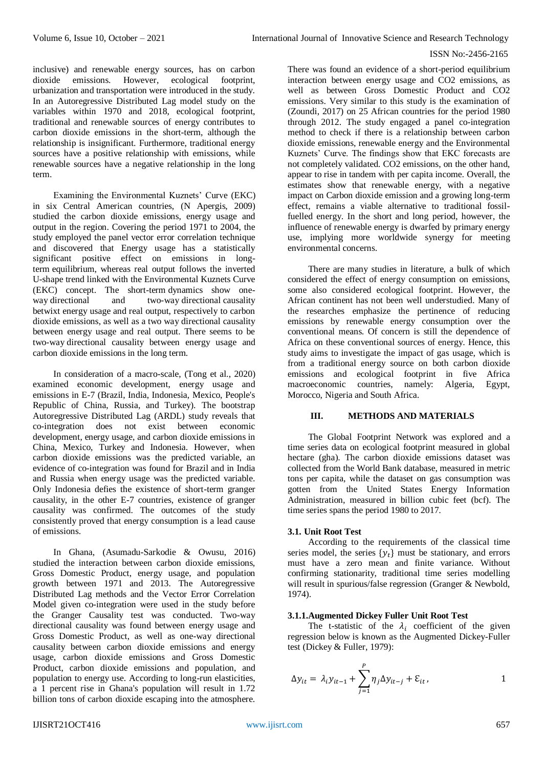inclusive) and renewable energy sources, has on carbon dioxide emissions. However, ecological footprint, urbanization and transportation were introduced in the study. In an Autoregressive Distributed Lag model study on the variables within 1970 and 2018, ecological footprint, traditional and renewable sources of energy contributes to carbon dioxide emissions in the short-term, although the relationship is insignificant. Furthermore, traditional energy sources have a positive relationship with emissions, while renewable sources have a negative relationship in the long term.

Examining the Environmental Kuznets' Curve (EKC) in six Central American countries, (N Apergis, 2009) studied the carbon dioxide emissions, energy usage and output in the region. Covering the period 1971 to 2004, the study employed the panel vector error correlation technique and discovered that Energy usage has a statistically significant positive effect on emissions in long-term equilibrium, whereas real output follows the inverted U-shape trend linked with the Environmental Kuznets Curve (EKC) concept. The short-term dynamics show one-way directional and two-way directional causality betwixt energy usage and real output, respectively to carbon dioxide emissions, as well as a two way directional causality between energy usage and real output. There seems to be two-way directional causality between energy usage and carbon dioxide emissions in the long term.

In consideration of a macro-scale, (Tong et al., 2020) examined economic development, energy usage and emissions in E-7 (Brazil, India, Indonesia, Mexico, People's Republic of China, Russia, and Turkey). The bootstrap Autoregressive Distributed Lag (ARDL) study reveals that co-integration does not exist between economic development, energy usage, and carbon dioxide emissions in China, Mexico, Turkey and Indonesia. However, when carbon dioxide emissions was the predicted variable, an evidence of co-integration was found for Brazil and in India and Russia when energy usage was the predicted variable. Only Indonesia defies the existence of short-term granger causality, in the other E-7 countries, existence of granger causality was confirmed. The outcomes of the study consistently proved that energy consumption is a lead cause of emissions.

In Ghana, (Asumadu-Sarkodie & Owusu, 2016) studied the interaction between carbon dioxide emissions, Gross Domestic Product, energy usage, and population growth between 1971 and 2013. The Autoregressive Distributed Lag methods and the Vector Error Correlation Model given co-integration were used in the study before the Granger Causality test was conducted. Two-way directional causality was found between energy usage and Gross Domestic Product, as well as one-way directional causality between carbon dioxide emissions and energy usage, carbon dioxide emissions and Gross Domestic Product, carbon dioxide emissions and population, and population to energy use. According to long-run elasticities, a 1 percent rise in Ghana's population will result in 1.72 billion tons of carbon dioxide escaping into the atmosphere. There was found an evidence of a short-period equilibrium interaction between energy usage and $CO_2$ emissions, as well as between Gross Domestic Product and $CO_2$ emissions. Very similar to this study is the examination of (Zoundi, 2017) on 25 African countries for the period 1980 through 2012. The study engaged a panel co-integration method to check if there is a relationship between carbon dioxide emissions, renewable energy and the Environmental Kuznets' Curve. The findings show that EKC forecasts are not completely validated. $CO_2$ emissions, on the other hand, appear to rise in tandem with per capita income. Overall, the estimates show that renewable energy, with a negative impact on Carbon dioxide emission and a growing long-term effect, remains a viable alternative to traditional fossil-fuelled energy. In the short and long period, however, the influence of renewable energy is dwarfed by primary energy use, implying more worldwide synergy for meeting environmental concerns.

There are many studies in literature, a bulk of which considered the effect of energy consumption on emissions, some also considered ecological footprint. However, the African continent has not been well understudied. Many of the researches emphasize the pertinence of reducing emissions by renewable energy consumption over the conventional means. Of concern is still the dependence of Africa on these conventional sources of energy. Hence, this study aims to investigate the impact of gas usage, which is from a traditional energy source on both carbon dioxide emissions and ecological footprint in five Africa macroeconomic countries, namely: Algeria, Egypt, Morocco, Nigeria and South Africa.

## III. METHODS AND MATERIALS

The Global Footprint Network was explored and a time series data on ecological footprint measured in global hectare (gha). The carbon dioxide emissions dataset was collected from the World Bank database, measured in metric tons per capita, while the dataset on gas consumption was gotten from the United States Energy Information Administration, measured in billion cubic feet (bcf). The time series spans the period 1980 to 2017.

### 3.1. Unit Root Test

According to the requirements of the classical time series model, the series $\{y_t\}$ must be stationary, and errors must have a zero mean and finite variance. Without confirming stationarity, traditional time series modelling will result in spurious/false regression (Granger & Newbold, 1974).

#### 3.1.1. Augmented Dickey Fuller Unit Root Test

The t-statistic of the $\lambda_i$ coefficient of the given regression below is known as the Augmented Dickey-Fuller test (Dickey & Fuller, 1979):

$$\Delta y_{it} = \lambda_i y_{it-1} + \sum_{j=1}^{P} \eta_j \Delta y_{it-j} + \mathcal{E}_{it}, \qquad 1$$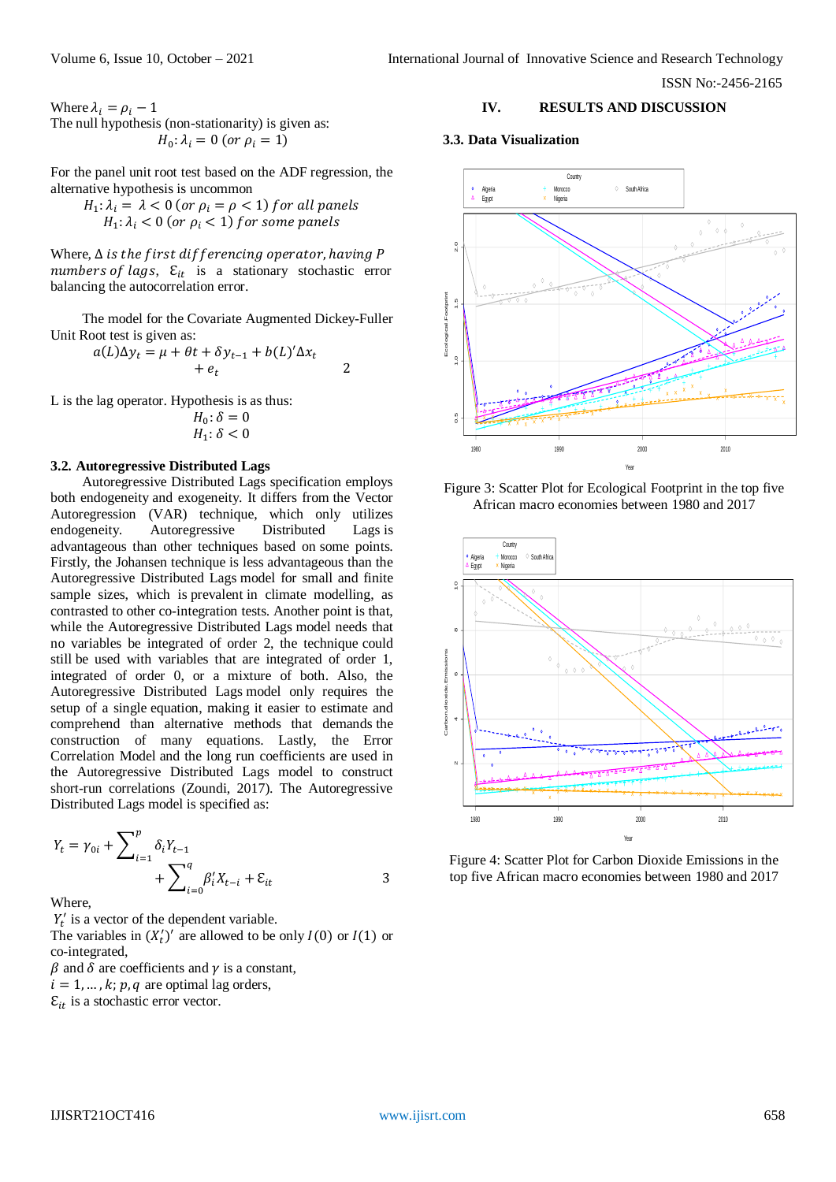Where $\lambda_i = \rho_i - 1$
The null hypothesis (non-stationarity) is given as:

$$H_0: \lambda_i = 0 \ (or\ \rho_i = 1)$$

For the panel unit root test based on the ADF regression, the alternative hypothesis is uncommon

$$H_1: \lambda_i = \lambda < 0 \ (or\ \rho_i = \rho < 1)\ for\ all\ panels$$
$$H_1: \lambda_i < 0 \ (or\ \rho_i < 1)\ for\ some\ panels$$

Where, $\Delta$ *is the first differencing operator, having P numbers of lags*, $\mathcal{E}_{it}$ is a stationary stochastic error balancing the autocorrelation error.

The model for the Covariate Augmented Dickey-Fuller Unit Root test is given as:

$$a(L)\Delta y_t = \mu + \theta t + \delta y_{t-1} + b(L)'\Delta x_t + e_t \qquad 2$$

L is the lag operator. Hypothesis is as thus:

$$H_0: \delta = 0$$
$$H_1: \delta < 0$$

### 3.2. Autoregressive Distributed Lags

Autoregressive Distributed Lags specification employs both endogeneity and exogeneity. It differs from the Vector Autoregression (VAR) technique, which only utilizes endogeneity. Autoregressive Distributed Lags is advantageous than other techniques based on some points. Firstly, the Johansen technique is less advantageous than the Autoregressive Distributed Lags model for small and finite sample sizes, which is prevalent in climate modelling, as contrasted to other co-integration tests. Another point is that, while the Autoregressive Distributed Lags model needs that no variables be integrated of order 2, the technique could still be used with variables that are integrated of order 1, integrated of order 0, or a mixture of both. Also, the Autoregressive Distributed Lags model only requires the setup of a single equation, making it easier to estimate and comprehend than alternative methods that demands the construction of many equations. Lastly, the Error Correlation Model and the long run coefficients are used in the Autoregressive Distributed Lags model to construct short-run correlations (Zoundi, 2017). The Autoregressive Distributed Lags model is specified as:

$$Y_t = \gamma_{0i} + \sum_{i=1}^{p} \delta_i Y_{t-1} + \sum_{i=0}^{q} \beta_i' X_{t-i} + \mathcal{E}_{it} \qquad 3$$

Where,
$Y_t'$ is a vector of the dependent variable.
The variables in $(X_t')'$ are allowed to be only $I(0)$ or $I(1)$ or co-integrated,
$\beta$ and $\delta$ are coefficients and $\gamma$ is a constant,
$i = 1, \ldots, k;\ p, q$ are optimal lag orders,
$\mathcal{E}_{it}$ is a stochastic error vector.

## IV. RESULTS AND DISCUSSION

### 3.3. Data Visualization

Figure 3: Scatter Plot for Ecological Footprint in the top five African macro economies between 1980 and 2017

Figure 4: Scatter Plot for Carbon Dioxide Emissions in the top five African macro economies between 1980 and 2017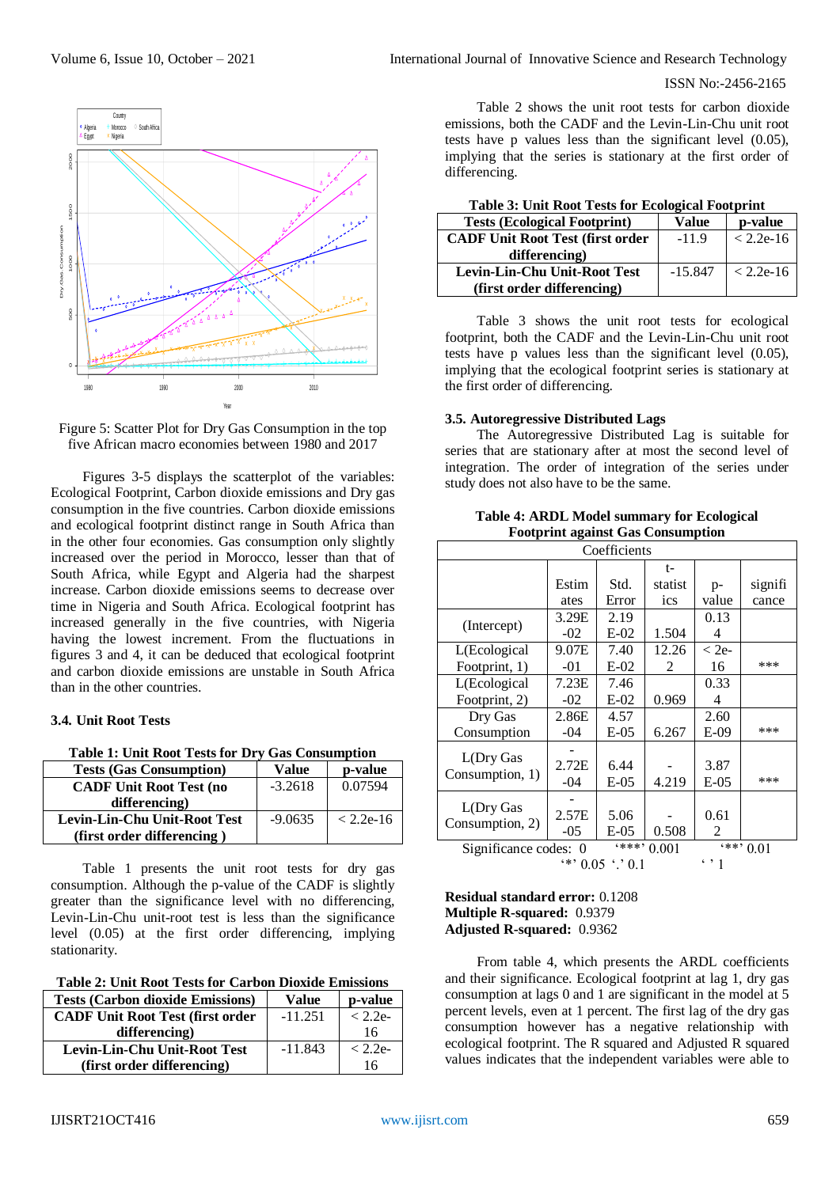Figure 5: Scatter Plot for Dry Gas Consumption in the top five African macro economies between 1980 and 2017

Figures 3-5 displays the scatterplot of the variables: Ecological Footprint, Carbon dioxide emissions and Dry gas consumption in the five countries. Carbon dioxide emissions and ecological footprint distinct range in South Africa than in the other four economies. Gas consumption only slightly increased over the period in Morocco, lesser than that of South Africa, while Egypt and Algeria had the sharpest increase. Carbon dioxide emissions seems to decrease over time in Nigeria and South Africa. Ecological footprint has increased generally in the five countries, with Nigeria having the lowest increment. From the fluctuations in figures 3 and 4, it can be deduced that ecological footprint and carbon dioxide emissions are unstable in South Africa than in the other countries.

### 3.4. Unit Root Tests

**Table 1: Unit Root Tests for Dry Gas Consumption**

| Tests (Gas Consumption) | Value | p-value |
|---|---|---|
| CADF Unit Root Test (no differencing) | -3.2618 | 0.07594 |
| Levin-Lin-Chu Unit-Root Test (first order differencing ) | -9.0635 | < 2.2e-16 |

Table 1 presents the unit root tests for dry gas consumption. Although the p-value of the CADF is slightly greater than the significance level with no differencing, Levin-Lin-Chu unit-root test is less than the significance level (0.05) at the first order differencing, implying stationarity.

**Table 2: Unit Root Tests for Carbon Dioxide Emissions**

| Tests (Carbon dioxide Emissions) | Value | p-value |
|---|---|---|
| CADF Unit Root Test (first order differencing) | -11.251 | < 2.2e-16 |
| Levin-Lin-Chu Unit-Root Test (first order differencing) | -11.843 | < 2.2e-16 |

Table 2 shows the unit root tests for carbon dioxide emissions, both the CADF and the Levin-Lin-Chu unit root tests have p values less than the significant level (0.05), implying that the series is stationary at the first order of differencing.

**Table 3: Unit Root Tests for Ecological Footprint**

| Tests (Ecological Footprint) | Value | p-value |
|---|---|---|
| CADF Unit Root Test (first order differencing) | -11.9 | < 2.2e-16 |
| Levin-Lin-Chu Unit-Root Test (first order differencing) | -15.847 | < 2.2e-16 |

Table 3 shows the unit root tests for ecological footprint, both the CADF and the Levin-Lin-Chu unit root tests have p values less than the significant level (0.05), implying that the ecological footprint series is stationary at the first order of differencing.

### 3.5. Autoregressive Distributed Lags

The Autoregressive Distributed Lag is suitable for series that are stationary after at most the second level of integration. The order of integration of the series under study does not also have to be the same.

**Table 4: ARDL Model summary for Ecological Footprint against Gas Consumption**

| Coefficients | | | | | |
|---|---|---|---|---|---|
| | Estimates | Std. Error | t-statistics | p-value | significance |
| (Intercept) | 3.29E-02 | 2.19E-02 | 1.504 | 0.134 | |
| L(Ecological Footprint, 1) | 9.07E-01 | 7.40E-02 | 12.262 | < 2e-16 | *** |
| L(Ecological Footprint, 2) | 7.23E-02 | 7.46E-02 | 0.969 | 0.334 | |
| Dry Gas Consumption | 2.86E-04 | 4.57E-05 | 6.267 | 2.60E-09 | *** |
| L(Dry Gas Consumption, 1) | -2.72E-04 | 6.44E-05 | -4.219 | 3.87E-05 | *** |
| L(Dry Gas Consumption, 2) | -2.57E-05 | 5.06E-05 | -0.508 | 0.612 | |

Significance codes: 0 '***' 0.001 '**' 0.01 '*' 0.05 '.' 0.1 ' ' 1

**Residual standard error:** 0.1208
**Multiple R-squared:** 0.9379
**Adjusted R-squared:** 0.9362

From table 4, which presents the ARDL coefficients and their significance. Ecological footprint at lag 1, dry gas consumption at lags 0 and 1 are significant in the model at 5 percent levels, even at 1 percent. The first lag of the dry gas consumption however has a negative relationship with ecological footprint. The R squared and Adjusted R squared values indicates that the independent variables were able to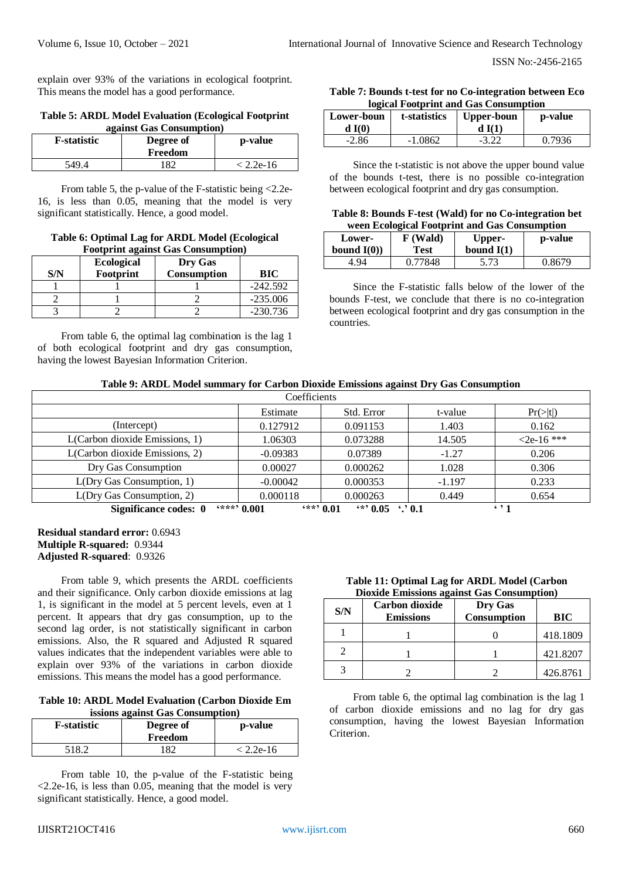explain over 93% of the variations in ecological footprint. This means the model has a good performance.

**Table 5: ARDL Model Evaluation (Ecological Footprint against Gas Consumption)**

| F-statistic | Degree of Freedom | p-value |
|---|---|---|
| 549.4 | 182 | < 2.2e-16 |

From table 5, the p-value of the F-statistic being <2.2e-16, is less than 0.05, meaning that the model is very significant statistically. Hence, a good model.

**Table 6: Optimal Lag for ARDL Model (Ecological Footprint against Gas Consumption)**

| S/N | Ecological Footprint | Dry Gas Consumption | BIC |
|---|---|---|---|
| 1 | 1 | 1 | -242.592 |
| 2 | 1 | 2 | -235.006 |
| 3 | 2 | 2 | -230.736 |

From table 6, the optimal lag combination is the lag 1 of both ecological footprint and dry gas consumption, having the lowest Bayesian Information Criterion.

**Table 7: Bounds t-test for no Co-integration between Ecological Footprint and Gas Consumption**

| Lower-bound I(0) | t-statistics | Upper-bound I(1) | p-value |
|---|---|---|---|
| -2.86 | -1.0862 | -3.22 | 0.7936 |

Since the t-statistic is not above the upper bound value of the bounds t-test, there is no possible co-integration between ecological footprint and dry gas consumption.

**Table 8: Bounds F-test (Wald) for no Co-integration between Ecological Footprint and Gas Consumption**

| Lower-bound I(0)) | F (Wald) Test | Upper-bound I(1) | p-value |
|---|---|---|---|
| 4.94 | 0.77848 | 5.73 | 0.8679 |

Since the F-statistic falls below of the lower of the bounds F-test, we conclude that there is no co-integration between ecological footprint and dry gas consumption in the countries.

**Table 9: ARDL Model summary for Carbon Dioxide Emissions against Dry Gas Consumption**

| Coefficients | | | | |
|---|---|---|---|---|
| | Estimate | Std. Error | t-value | Pr(>\|t\|) |
| (Intercept) | 0.127912 | 0.091153 | 1.403 | 0.162 |
| L(Carbon dioxide Emissions, 1) | 1.06303 | 0.073288 | 14.505 | <2e-16 *** |
| L(Carbon dioxide Emissions, 2) | -0.09383 | 0.07389 | -1.27 | 0.206 |
| Dry Gas Consumption | 0.00027 | 0.000262 | 1.028 | 0.306 |
| L(Dry Gas Consumption, 1) | -0.00042 | 0.000353 | -1.197 | 0.233 |
| L(Dry Gas Consumption, 2) | 0.000118 | 0.000263 | 0.449 | 0.654 |

**Significance codes: 0 '***' 0.001 '**' 0.01 '*' 0.05 '.' 0.1 ' ' 1**

**Residual standard error:** 0.6943
**Multiple R-squared:** 0.9344
**Adjusted R-squared**: 0.9326

From table 9, which presents the ARDL coefficients and their significance. Only carbon dioxide emissions at lag 1, is significant in the model at 5 percent levels, even at 1 percent. It appears that dry gas consumption, up to the second lag order, is not statistically significant in carbon emissions. Also, the R squared and Adjusted R squared values indicates that the independent variables were able to explain over 93% of the variations in carbon dioxide emissions. This means the model has a good performance.

**Table 10: ARDL Model Evaluation (Carbon Dioxide Emissions against Gas Consumption)**

| F-statistic | Degree of Freedom | p-value |
|---|---|---|
| 518.2 | 182 | < 2.2e-16 |

From table 10, the p-value of the F-statistic being <2.2e-16, is less than 0.05, meaning that the model is very significant statistically. Hence, a good model.

**Table 11: Optimal Lag for ARDL Model (Carbon Dioxide Emissions against Gas Consumption)**

| S/N | Carbon dioxide Emissions | Dry Gas Consumption | BIC |
|---|---|---|---|
| 1 | 1 | 0 | 418.1809 |
| 2 | 1 | 1 | 421.8207 |
| 3 | 2 | 2 | 426.8761 |

From table 6, the optimal lag combination is the lag 1 of carbon dioxide emissions and no lag for dry gas consumption, having the lowest Bayesian Information Criterion.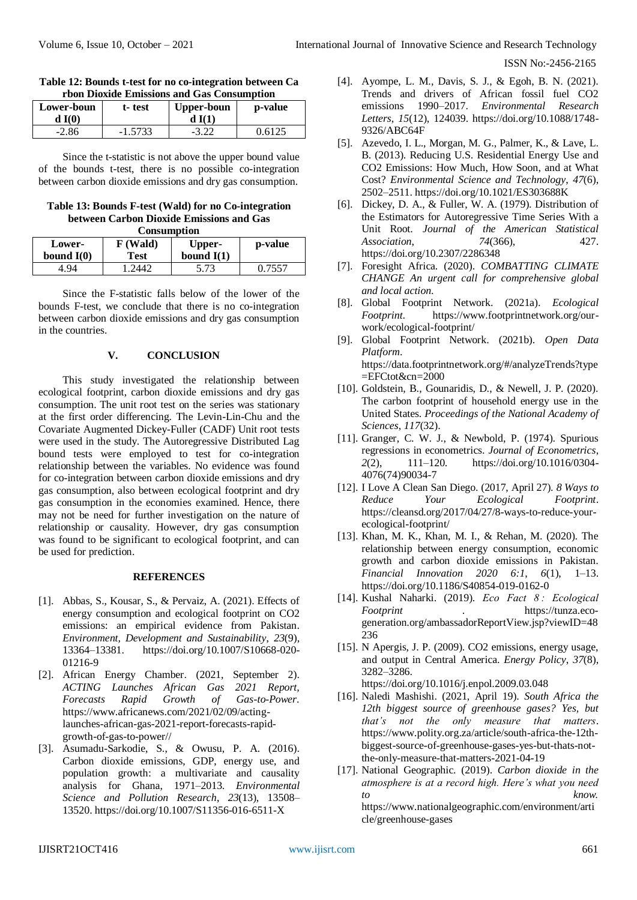**Table 12: Bounds t-test for no co-integration between Carbon Dioxide Emissions and Gas Consumption**

| Lower-bound I(0) | t- test | Upper-bound I(1) | p-value |
|---|---|---|---|
| -2.86 | -1.5733 | -3.22 | 0.6125 |

Since the t-statistic is not above the upper bound value of the bounds t-test, there is no possible co-integration between carbon dioxide emissions and dry gas consumption.

**Table 13: Bounds F-test (Wald) for no Co-integration between Carbon Dioxide Emissions and Gas Consumption**

| Lower-bound I(0) | F (Wald) Test | Upper-bound I(1) | p-value |
|---|---|---|---|
| 4.94 | 1.2442 | 5.73 | 0.7557 |

Since the F-statistic falls below of the lower of the bounds F-test, we conclude that there is no co-integration between carbon dioxide emissions and dry gas consumption in the countries.

## V. CONCLUSION

This study investigated the relationship between ecological footprint, carbon dioxide emissions and dry gas consumption. The unit root test on the series was stationary at the first order differencing. The Levin-Lin-Chu and the Covariate Augmented Dickey-Fuller (CADF) Unit root tests were used in the study. The Autoregressive Distributed Lag bound tests were employed to test for co-integration relationship between the variables. No evidence was found for co-integration between carbon dioxide emissions and dry gas consumption, also between ecological footprint and dry gas consumption in the economies examined. Hence, there may not be need for further investigation on the nature of relationship or causality. However, dry gas consumption was found to be significant to ecological footprint, and can be used for prediction.

## REFERENCES

- [1]. Abbas, S., Kousar, S., & Pervaiz, A. (2021). Effects of energy consumption and ecological footprint on CO2 emissions: an empirical evidence from Pakistan. *Environment, Development and Sustainability*, *23*(9), 13364–13381. https://doi.org/10.1007/S10668-020-01216-9
- [2]. African Energy Chamber. (2021, September 2). *ACTING Launches African Gas 2021 Report, Forecasts Rapid Growth of Gas-to-Power*. https://www.africanews.com/2021/02/09/acting-launches-african-gas-2021-report-forecasts-rapid-growth-of-gas-to-power//
- [3]. Asumadu-Sarkodie, S., & Owusu, P. A. (2016). Carbon dioxide emissions, GDP, energy use, and population growth: a multivariate and causality analysis for Ghana, 1971–2013. *Environmental Science and Pollution Research*, *23*(13), 13508–13520. https://doi.org/10.1007/S11356-016-6511-X
- [4]. Ayompe, L. M., Davis, S. J., & Egoh, B. N. (2021). Trends and drivers of African fossil fuel CO2 emissions 1990–2017. *Environmental Research Letters*, *15*(12), 124039. https://doi.org/10.1088/1748-9326/ABC64F
- [5]. Azevedo, I. L., Morgan, M. G., Palmer, K., & Lave, L. B. (2013). Reducing U.S. Residential Energy Use and CO2 Emissions: How Much, How Soon, and at What Cost? *Environmental Science and Technology*, *47*(6), 2502–2511. https://doi.org/10.1021/ES303688K
- [6]. Dickey, D. A., & Fuller, W. A. (1979). Distribution of the Estimators for Autoregressive Time Series With a Unit Root. *Journal of the American Statistical Association*, *74*(366), 427. https://doi.org/10.2307/2286348
- [7]. Foresight Africa. (2020). *COMBATTING CLIMATE CHANGE An urgent call for comprehensive global and local action.*
- [8]. Global Footprint Network. (2021a). *Ecological Footprint*. https://www.footprintnetwork.org/our-work/ecological-footprint/
- [9]. Global Footprint Network. (2021b). *Open Data Platform*. https://data.footprintnetwork.org/#/analyzeTrends?type=EFCtot&cn=2000
- [10]. Goldstein, B., Gounaridis, D., & Newell, J. P. (2020). The carbon footprint of household energy use in the United States. *Proceedings of the National Academy of Sciences*, *117*(32).
- [11]. Granger, C. W. J., & Newbold, P. (1974). Spurious regressions in econometrics. *Journal of Econometrics*, *2*(2), 111–120. https://doi.org/10.1016/0304-4076(74)90034-7
- [12]. I Love A Clean San Diego. (2017, April 27). *8 Ways to Reduce Your Ecological Footprint*. https://cleansd.org/2017/04/27/8-ways-to-reduce-your-ecological-footprint/
- [13]. Khan, M. K., Khan, M. I., & Rehan, M. (2020). The relationship between energy consumption, economic growth and carbon dioxide emissions in Pakistan. *Financial Innovation 2020 6:1*, *6*(1), 1–13. https://doi.org/10.1186/S40854-019-0162-0
- [14]. Kushal Naharki. (2019). *Eco Fact 8 : Ecological Footprint* . https://tunza.eco-generation.org/ambassadorReportView.jsp?viewID=48236
- [15]. N Apergis, J. P. (2009). CO2 emissions, energy usage, and output in Central America. *Energy Policy*, *37*(8), 3282–3286. https://doi.org/10.1016/j.enpol.2009.03.048
- [16]. Naledi Mashishi. (2021, April 19). *South Africa the 12th biggest source of greenhouse gases? Yes, but that's not the only measure that matters*. https://www.polity.org.za/article/south-africa-the-12th-biggest-source-of-greenhouse-gases-yes-but-thats-not-the-only-measure-that-matters-2021-04-19
- [17]. National Geographic. (2019). *Carbon dioxide in the atmosphere is at a record high. Here's what you need to know.* https://www.nationalgeographic.com/environment/article/greenhouse-gases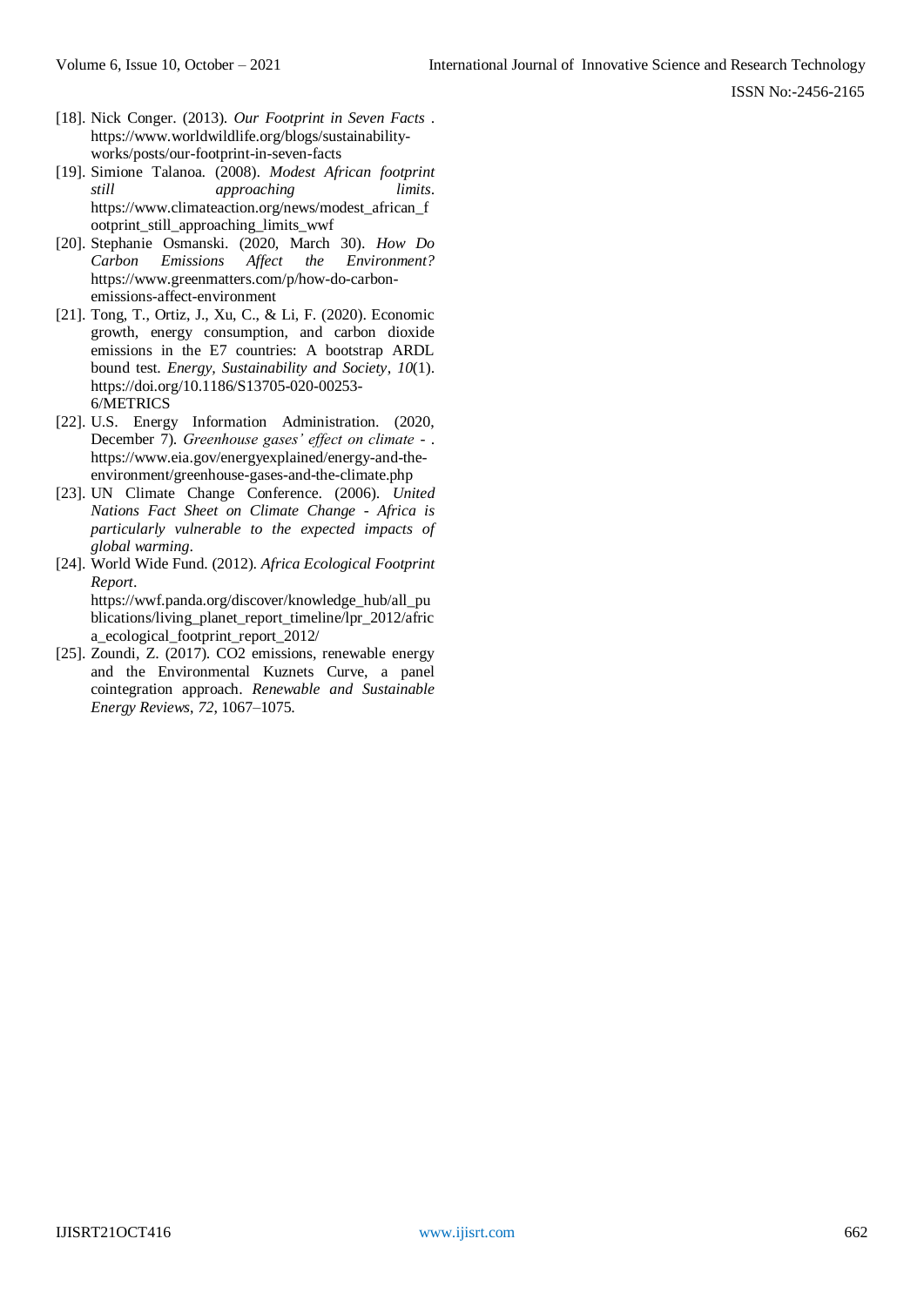[18]. Nick Conger. (2013). *Our Footprint in Seven Facts* . https://www.worldwildlife.org/blogs/sustainability-works/posts/our-footprint-in-seven-facts

[19]. Simione Talanoa. (2008). *Modest African footprint still approaching limits*. https://www.climateaction.org/news/modest_african_footprint_still_approaching_limits_wwf

[20]. Stephanie Osmanski. (2020, March 30). *How Do Carbon Emissions Affect the Environment?* https://www.greenmatters.com/p/how-do-carbon-emissions-affect-environment

[21]. Tong, T., Ortiz, J., Xu, C., & Li, F. (2020). Economic growth, energy consumption, and carbon dioxide emissions in the E7 countries: A bootstrap ARDL bound test. *Energy, Sustainability and Society*, *10*(1). https://doi.org/10.1186/S13705-020-00253-6/METRICS

[22]. U.S. Energy Information Administration. (2020, December 7). *Greenhouse gases' effect on climate* - . https://www.eia.gov/energyexplained/energy-and-the-environment/greenhouse-gases-and-the-climate.php

[23]. UN Climate Change Conference. (2006). *United Nations Fact Sheet on Climate Change - Africa is particularly vulnerable to the expected impacts of global warming*.

[24]. World Wide Fund. (2012). *Africa Ecological Footprint Report*. https://wwf.panda.org/discover/knowledge_hub/all_publications/living_planet_report_timeline/lpr_2012/africa_ecological_footprint_report_2012/

[25]. Zoundi, Z. (2017). CO2 emissions, renewable energy and the Environmental Kuznets Curve, a panel cointegration approach. *Renewable and Sustainable Energy Reviews*, *72*, 1067–1075.